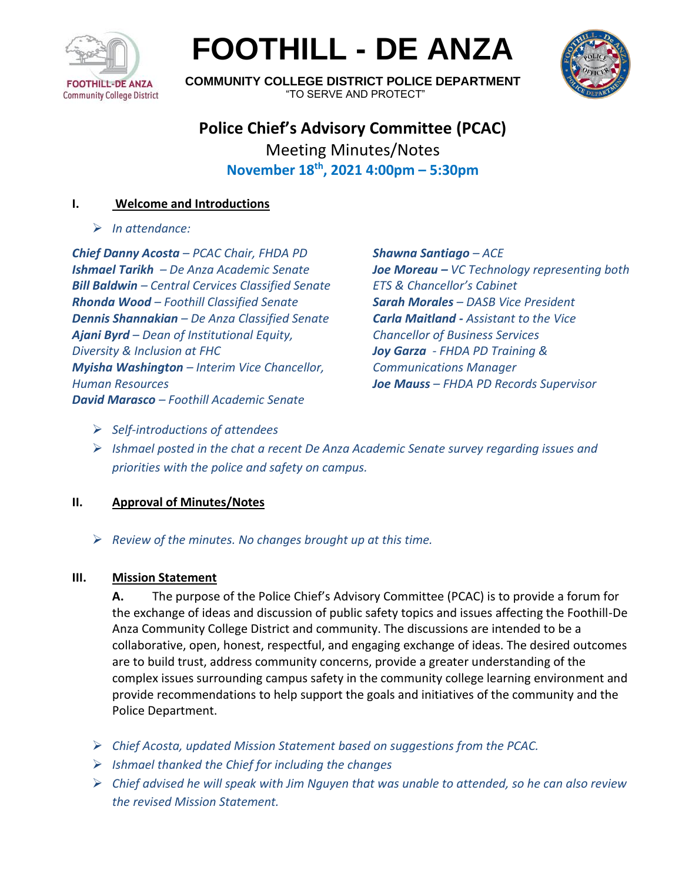# FOOTHILL - DE ANZA

**COMMUNITY COLLEGE DISTRICT POLICE DEPARTMENT**
"TO SERVE AND PROTECT"

## Police Chief's Advisory Committee (PCAC)

Meeting Minutes/Notes

**November 18th, 2021 4:00pm – 5:30pm**

### I. Welcome and Introductions

- *In attendance:*

***Chief Danny Acosta** – PCAC Chair, FHDA PD*
***Ishmael Tarikh** – De Anza Academic Senate*
***Bill Baldwin** – Central Cervices Classified Senate*
***Rhonda Wood** – Foothill Classified Senate*
***Dennis Shannakian** – De Anza Classified Senate*
***Ajani Byrd** – Dean of Institutional Equity, Diversity & Inclusion at FHC*
***Myisha Washington** – Interim Vice Chancellor, Human Resources*
***David Marasco** – Foothill Academic Senate*
***Shawna Santiago** – ACE*
***Joe Moreau –** VC Technology representing both ETS & Chancellor's Cabinet*
***Sarah Morales** – DASB Vice President*
***Carla Maitland -** Assistant to the Vice Chancellor of Business Services*
***Joy Garza** - FHDA PD Training & Communications Manager*
***Joe Mauss** – FHDA PD Records Supervisor*

- *Self-introductions of attendees*
- *Ishmael posted in the chat a recent De Anza Academic Senate survey regarding issues and priorities with the police and safety on campus.*

### II. Approval of Minutes/Notes

- *Review of the minutes. No changes brought up at this time.*

### III. Mission Statement

**A.** The purpose of the Police Chief's Advisory Committee (PCAC) is to provide a forum for the exchange of ideas and discussion of public safety topics and issues affecting the Foothill-De Anza Community College District and community. The discussions are intended to be a collaborative, open, honest, respectful, and engaging exchange of ideas. The desired outcomes are to build trust, address community concerns, provide a greater understanding of the complex issues surrounding campus safety in the community college learning environment and provide recommendations to help support the goals and initiatives of the community and the Police Department.

- *Chief Acosta, updated Mission Statement based on suggestions from the PCAC.*
- *Ishmael thanked the Chief for including the changes*
- *Chief advised he will speak with Jim Nguyen that was unable to attended, so he can also review the revised Mission Statement.*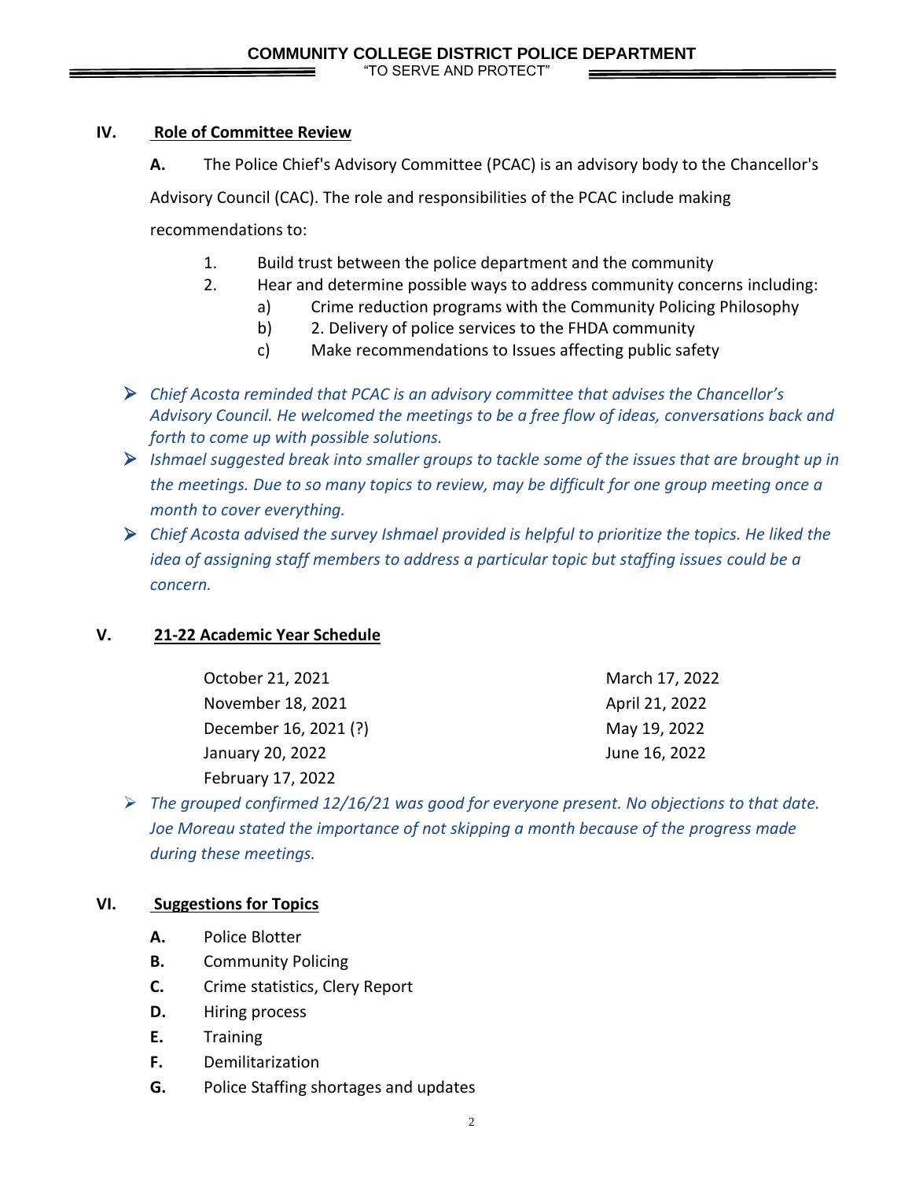## IV. Role of Committee Review

**A.** The Police Chief's Advisory Committee (PCAC) is an advisory body to the Chancellor's Advisory Council (CAC). The role and responsibilities of the PCAC include making recommendations to:

1. Build trust between the police department and the community
2. Hear and determine possible ways to address community concerns including:
   a) Crime reduction programs with the Community Policing Philosophy
   b) 2. Delivery of police services to the FHDA community
   c) Make recommendations to Issues affecting public safety

- *Chief Acosta reminded that PCAC is an advisory committee that advises the Chancellor's Advisory Council. He welcomed the meetings to be a free flow of ideas, conversations back and forth to come up with possible solutions.*
- *Ishmael suggested break into smaller groups to tackle some of the issues that are brought up in the meetings. Due to so many topics to review, may be difficult for one group meeting once a month to cover everything.*
- *Chief Acosta advised the survey Ishmael provided is helpful to prioritize the topics. He liked the idea of assigning staff members to address a particular topic but staffing issues could be a concern.*

## V. 21-22 Academic Year Schedule

October 21, 2021
November 18, 2021
December 16, 2021 (?)
January 20, 2022
February 17, 2022
March 17, 2022
April 21, 2022
May 19, 2022
June 16, 2022

- *The grouped confirmed 12/16/21 was good for everyone present. No objections to that date. Joe Moreau stated the importance of not skipping a month because of the progress made during these meetings.*

## VI. Suggestions for Topics

**A.** Police Blotter
**B.** Community Policing
**C.** Crime statistics, Clery Report
**D.** Hiring process
**E.** Training
**F.** Demilitarization
**G.** Police Staffing shortages and updates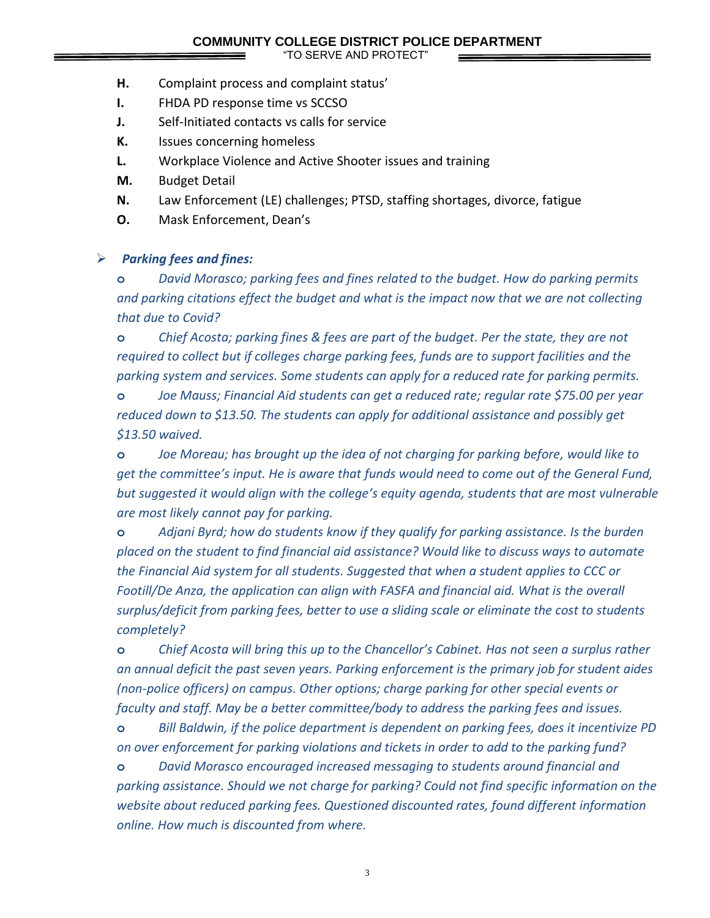**H.** Complaint process and complaint status'

**I.** FHDA PD response time vs SCCSO

**J.** Self-Initiated contacts vs calls for service

**K.** Issues concerning homeless

**L.** Workplace Violence and Active Shooter issues and training

**M.** Budget Detail

**N.** Law Enforcement (LE) challenges; PTSD, staffing shortages, divorce, fatigue

**O.** Mask Enforcement, Dean's

- ***Parking fees and fines:***
  - *David Morasco; parking fees and fines related to the budget. How do parking permits and parking citations effect the budget and what is the impact now that we are not collecting that due to Covid?*
  - *Chief Acosta; parking fines & fees are part of the budget. Per the state, they are not required to collect but if colleges charge parking fees, funds are to support facilities and the parking system and services. Some students can apply for a reduced rate for parking permits.*
  - *Joe Mauss; Financial Aid students can get a reduced rate; regular rate $75.00 per year reduced down to $13.50. The students can apply for additional assistance and possibly get $13.50 waived.*
  - *Joe Moreau; has brought up the idea of not charging for parking before, would like to get the committee's input. He is aware that funds would need to come out of the General Fund, but suggested it would align with the college's equity agenda, students that are most vulnerable are most likely cannot pay for parking.*
  - *Adjani Byrd; how do students know if they qualify for parking assistance. Is the burden placed on the student to find financial aid assistance? Would like to discuss ways to automate the Financial Aid system for all students. Suggested that when a student applies to CCC or Footill/De Anza, the application can align with FASFA and financial aid. What is the overall surplus/deficit from parking fees, better to use a sliding scale or eliminate the cost to students completely?*
  - *Chief Acosta will bring this up to the Chancellor's Cabinet. Has not seen a surplus rather an annual deficit the past seven years. Parking enforcement is the primary job for student aides (non-police officers) on campus. Other options; charge parking for other special events or faculty and staff. May be a better committee/body to address the parking fees and issues.*
  - *Bill Baldwin, if the police department is dependent on parking fees, does it incentivize PD on over enforcement for parking violations and tickets in order to add to the parking fund?*
  - *David Morasco encouraged increased messaging to students around financial and parking assistance. Should we not charge for parking? Could not find specific information on the website about reduced parking fees. Questioned discounted rates, found different information online. How much is discounted from where.*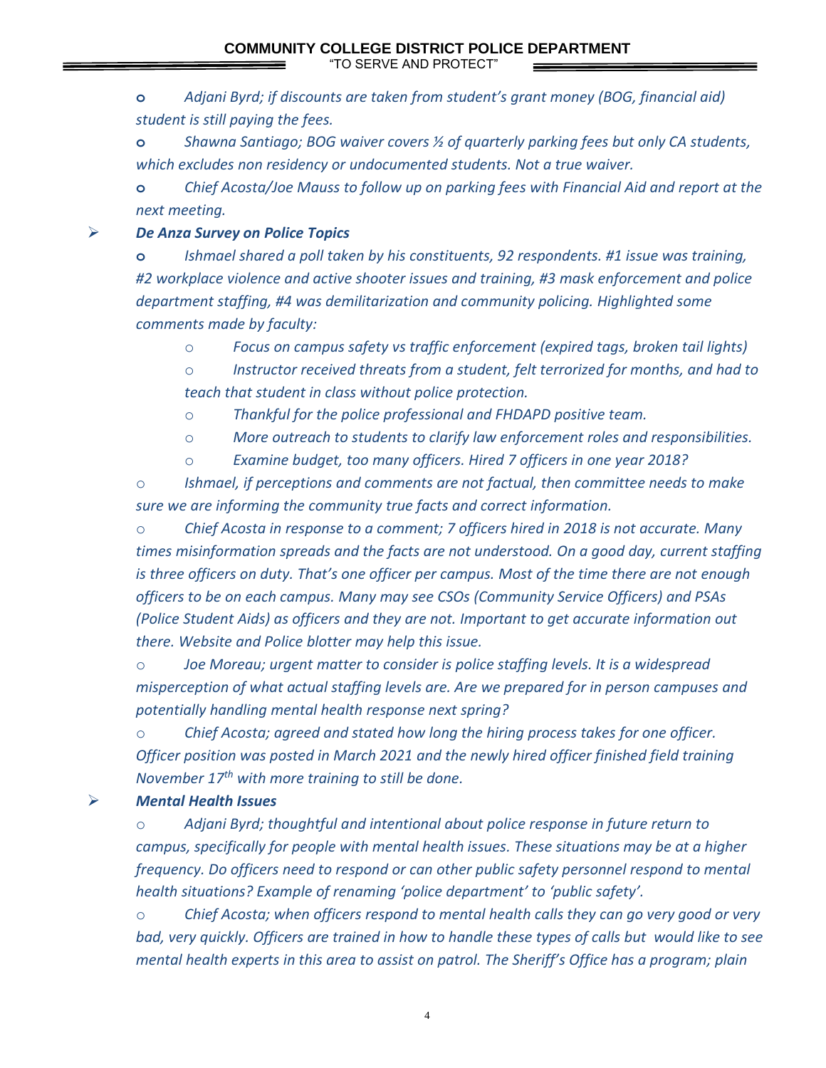- *Adjani Byrd; if discounts are taken from student's grant money (BOG, financial aid) student is still paying the fees.*
- *Shawna Santiago; BOG waiver covers ½ of quarterly parking fees but only CA students, which excludes non residency or undocumented students. Not a true waiver.*
- *Chief Acosta/Joe Mauss to follow up on parking fees with Financial Aid and report at the next meeting.*

- ***De Anza Survey on Police Topics***
  - *Ishmael shared a poll taken by his constituents, 92 respondents. #1 issue was training, #2 workplace violence and active shooter issues and training, #3 mask enforcement and police department staffing, #4 was demilitarization and community policing. Highlighted some comments made by faculty:*
    - *Focus on campus safety vs traffic enforcement (expired tags, broken tail lights)*
    - *Instructor received threats from a student, felt terrorized for months, and had to teach that student in class without police protection.*
    - *Thankful for the police professional and FHDAPD positive team.*
    - *More outreach to students to clarify law enforcement roles and responsibilities.*
    - *Examine budget, too many officers. Hired 7 officers in one year 2018?*
  - *Ishmael, if perceptions and comments are not factual, then committee needs to make sure we are informing the community true facts and correct information.*
  - *Chief Acosta in response to a comment; 7 officers hired in 2018 is not accurate. Many times misinformation spreads and the facts are not understood. On a good day, current staffing is three officers on duty. That's one officer per campus. Most of the time there are not enough officers to be on each campus. Many may see CSOs (Community Service Officers) and PSAs (Police Student Aids) as officers and they are not. Important to get accurate information out there. Website and Police blotter may help this issue.*
  - *Joe Moreau; urgent matter to consider is police staffing levels. It is a widespread misperception of what actual staffing levels are. Are we prepared for in person campuses and potentially handling mental health response next spring?*
  - *Chief Acosta; agreed and stated how long the hiring process takes for one officer. Officer position was posted in March 2021 and the newly hired officer finished field training November 17th with more training to still be done.*

- ***Mental Health Issues***
  - *Adjani Byrd; thoughtful and intentional about police response in future return to campus, specifically for people with mental health issues. These situations may be at a higher frequency. Do officers need to respond or can other public safety personnel respond to mental health situations? Example of renaming 'police department' to 'public safety'.*
  - *Chief Acosta; when officers respond to mental health calls they can go very good or very bad, very quickly. Officers are trained in how to handle these types of calls but would like to see mental health experts in this area to assist on patrol. The Sheriff's Office has a program; plain*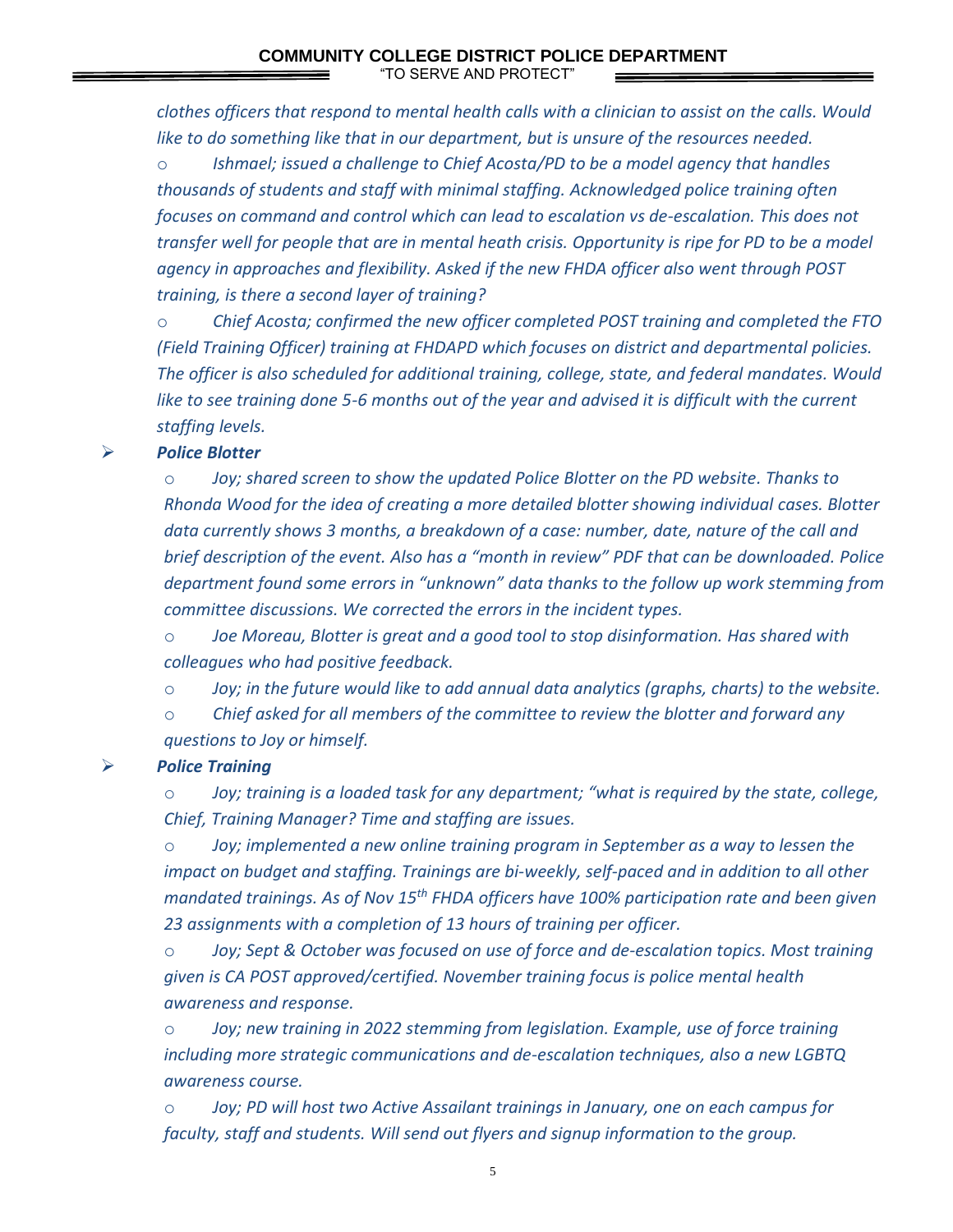*clothes officers that respond to mental health calls with a clinician to assist on the calls. Would like to do something like that in our department, but is unsure of the resources needed.*

- *Ishmael; issued a challenge to Chief Acosta/PD to be a model agency that handles thousands of students and staff with minimal staffing. Acknowledged police training often focuses on command and control which can lead to escalation vs de-escalation. This does not transfer well for people that are in mental heath crisis. Opportunity is ripe for PD to be a model agency in approaches and flexibility. Asked if the new FHDA officer also went through POST training, is there a second layer of training?*
- *Chief Acosta; confirmed the new officer completed POST training and completed the FTO (Field Training Officer) training at FHDAPD which focuses on district and departmental policies. The officer is also scheduled for additional training, college, state, and federal mandates. Would like to see training done 5-6 months out of the year and advised it is difficult with the current staffing levels.*

- ***Police Blotter***
  - *Joy; shared screen to show the updated Police Blotter on the PD website. Thanks to Rhonda Wood for the idea of creating a more detailed blotter showing individual cases. Blotter data currently shows 3 months, a breakdown of a case: number, date, nature of the call and brief description of the event. Also has a "month in review" PDF that can be downloaded. Police department found some errors in "unknown" data thanks to the follow up work stemming from committee discussions. We corrected the errors in the incident types.*
  - *Joe Moreau, Blotter is great and a good tool to stop disinformation. Has shared with colleagues who had positive feedback.*
  - *Joy; in the future would like to add annual data analytics (graphs, charts) to the website.*
  - *Chief asked for all members of the committee to review the blotter and forward any questions to Joy or himself.*

- ***Police Training***
  - *Joy; training is a loaded task for any department; "what is required by the state, college, Chief, Training Manager? Time and staffing are issues.*
  - *Joy; implemented a new online training program in September as a way to lessen the impact on budget and staffing. Trainings are bi-weekly, self-paced and in addition to all other mandated trainings. As of Nov 15th FHDA officers have 100% participation rate and been given 23 assignments with a completion of 13 hours of training per officer.*
  - *Joy; Sept & October was focused on use of force and de-escalation topics. Most training given is CA POST approved/certified. November training focus is police mental health awareness and response.*
  - *Joy; new training in 2022 stemming from legislation. Example, use of force training including more strategic communications and de-escalation techniques, also a new LGBTQ awareness course.*
  - *Joy; PD will host two Active Assailant trainings in January, one on each campus for faculty, staff and students. Will send out flyers and signup information to the group.*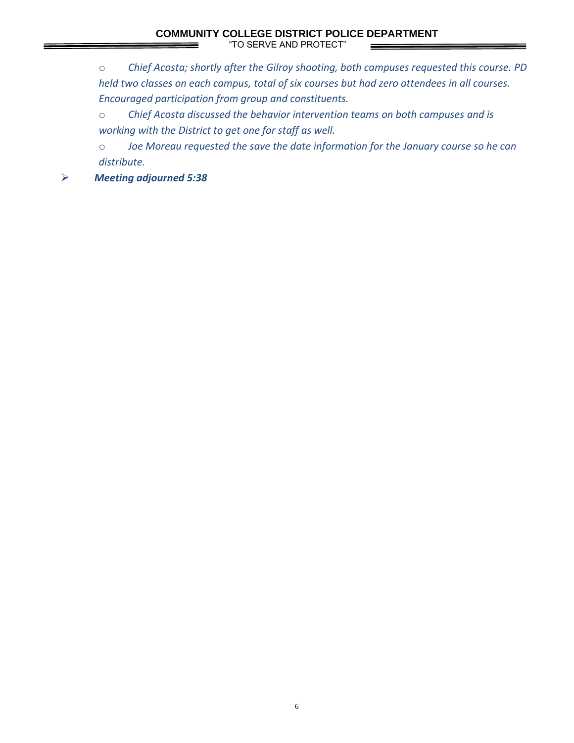- *Chief Acosta; shortly after the Gilroy shooting, both campuses requested this course. PD held two classes on each campus, total of six courses but had zero attendees in all courses. Encouraged participation from group and constituents.*
- *Chief Acosta discussed the behavior intervention teams on both campuses and is working with the District to get one for staff as well.*
- *Joe Moreau requested the save the date information for the January course so he can distribute.*

- ***Meeting adjourned 5:38***